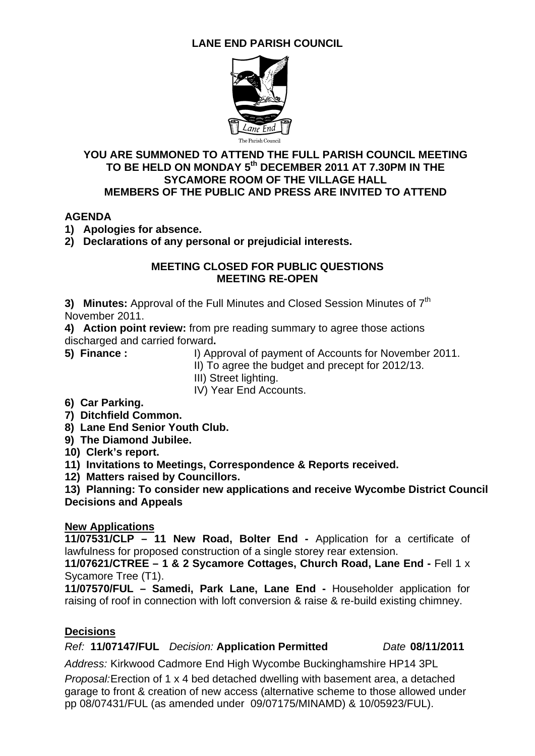# LANE END PARISH COUNCIL

The Parish Council

**YOU ARE SUMMONED TO ATTEND THE FULL PARISH COUNCIL MEETING TO BE HELD ON MONDAY 5th DECEMBER 2011 AT 7.30PM IN THE SYCAMORE ROOM OF THE VILLAGE HALL**
**MEMBERS OF THE PUBLIC AND PRESS ARE INVITED TO ATTEND**

## AGENDA

1) **Apologies for absence.**
2) **Declarations of any personal or prejudicial interests.**

**MEETING CLOSED FOR PUBLIC QUESTIONS**
**MEETING RE-OPEN**

3) **Minutes:** Approval of the Full Minutes and Closed Session Minutes of 7th November 2011.
4) **Action point review:** from pre reading summary to agree those actions discharged and carried forward**.**
5) **Finance :**
   - I) Approval of payment of Accounts for November 2011.
   - II) To agree the budget and precept for 2012/13.
   - III) Street lighting.
   - IV) Year End Accounts.
6) **Car Parking.**
7) **Ditchfield Common.**
8) **Lane End Senior Youth Club.**
9) **The Diamond Jubilee.**
10) **Clerk's report.**
11) **Invitations to Meetings, Correspondence & Reports received.**
12) **Matters raised by Councillors.**
13) **Planning: To consider new applications and receive Wycombe District Council Decisions and Appeals**

### New Applications

**11/07531/CLP – 11 New Road, Bolter End -** Application for a certificate of lawfulness for proposed construction of a single storey rear extension.

**11/07621/CTREE – 1 & 2 Sycamore Cottages, Church Road, Lane End -** Fell 1 x Sycamore Tree (T1).

**11/07570/FUL – Samedi, Park Lane, Lane End -** Householder application for raising of roof in connection with loft conversion & raise & re-build existing chimney.

### Decisions

*Ref:* **11/07147/FUL** *Decision:* **Application Permitted** *Date* **08/11/2011**

*Address:* Kirkwood Cadmore End High Wycombe Buckinghamshire HP14 3PL

*Proposal:* Erection of 1 x 4 bed detached dwelling with basement area, a detached garage to front & creation of new access (alternative scheme to those allowed under pp 08/07431/FUL (as amended under 09/07175/MINAMD) & 10/05923/FUL).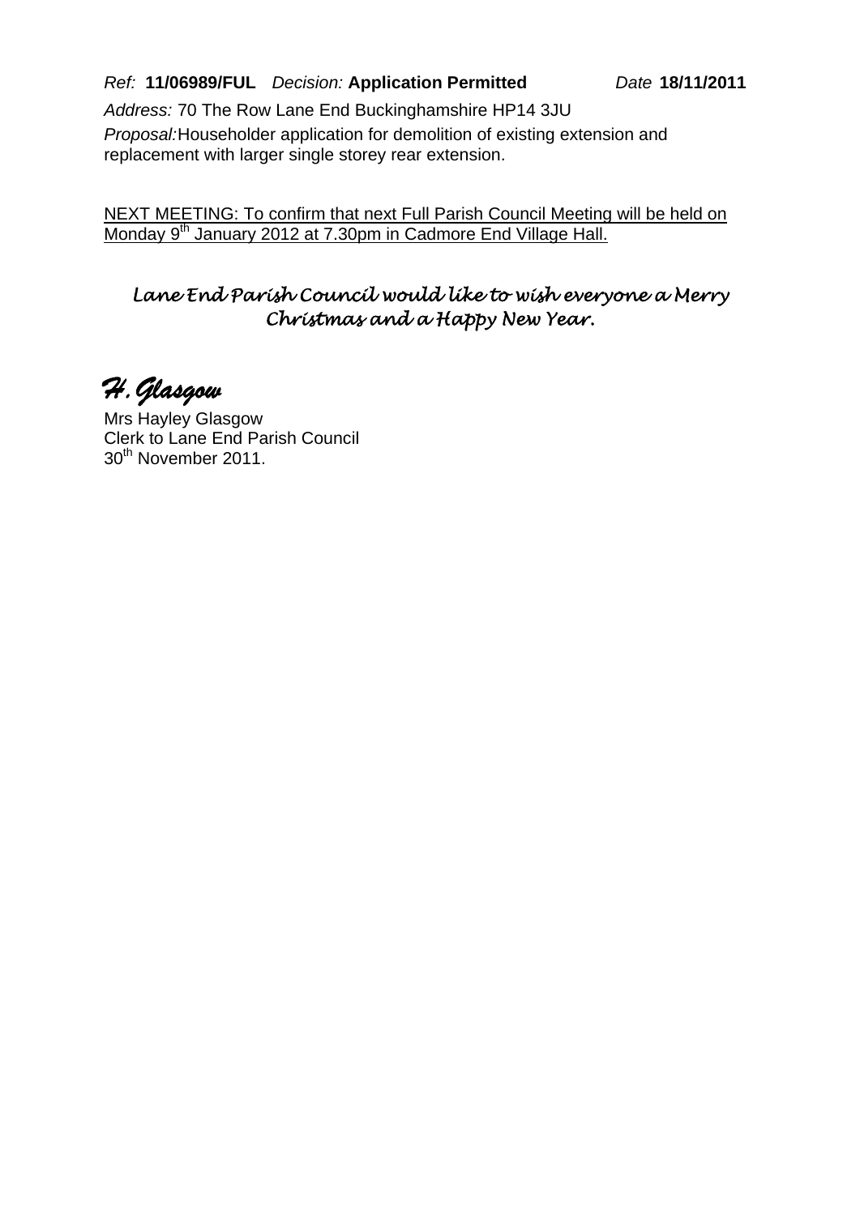*Ref:* **11/06989/FUL** *Decision:* **Application Permitted** *Date* **18/11/2011**

*Address:* 70 The Row Lane End Buckinghamshire HP14 3JU

*Proposal:* Householder application for demolition of existing extension and replacement with larger single storey rear extension.

NEXT MEETING: To confirm that next Full Parish Council Meeting will be held on Monday 9th January 2012 at 7.30pm in Cadmore End Village Hall.

***Lane End Parish Council would like to wish everyone a Merry Christmas and a Happy New Year.***

*H. Glasgow*

Mrs Hayley Glasgow
Clerk to Lane End Parish Council
30th November 2011.